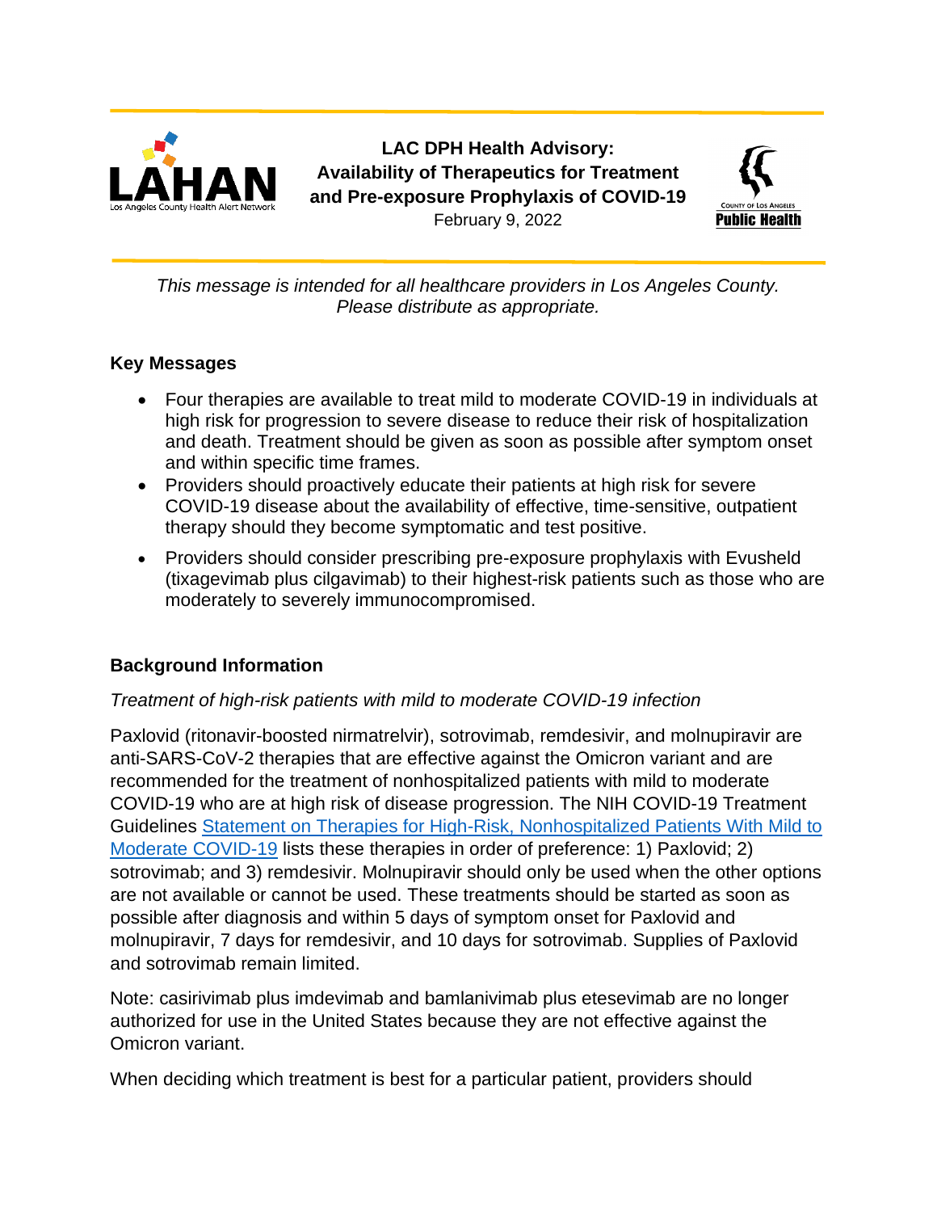# LAC DPH Health Advisory: Availability of Therapeutics for Treatment and Pre-exposure Prophylaxis of COVID-19

February 9, 2022

*This message is intended for all healthcare providers in Los Angeles County. Please distribute as appropriate.*

## Key Messages

- Four therapies are available to treat mild to moderate COVID-19 in individuals at high risk for progression to severe disease to reduce their risk of hospitalization and death. Treatment should be given as soon as possible after symptom onset and within specific time frames.
- Providers should proactively educate their patients at high risk for severe COVID-19 disease about the availability of effective, time-sensitive, outpatient therapy should they become symptomatic and test positive.
- Providers should consider prescribing pre-exposure prophylaxis with Evusheld (tixagevimab plus cilgavimab) to their highest-risk patients such as those who are moderately to severely immunocompromised.

## Background Information

*Treatment of high-risk patients with mild to moderate COVID-19 infection*

Paxlovid (ritonavir-boosted nirmatrelvir), sotrovimab, remdesivir, and molnupiravir are anti-SARS-CoV-2 therapies that are effective against the Omicron variant and are recommended for the treatment of nonhospitalized patients with mild to moderate COVID-19 who are at high risk of disease progression. The NIH COVID-19 Treatment Guidelines [Statement on Therapies for High-Risk, Nonhospitalized Patients With Mild to Moderate COVID-19]() lists these therapies in order of preference: 1) Paxlovid; 2) sotrovimab; and 3) remdesivir. Molnupiravir should only be used when the other options are not available or cannot be used. These treatments should be started as soon as possible after diagnosis and within 5 days of symptom onset for Paxlovid and molnupiravir, 7 days for remdesivir, and 10 days for sotrovimab. Supplies of Paxlovid and sotrovimab remain limited.

Note: casirivimab plus imdevimab and bamlanivimab plus etesevimab are no longer authorized for use in the United States because they are not effective against the Omicron variant.

When deciding which treatment is best for a particular patient, providers should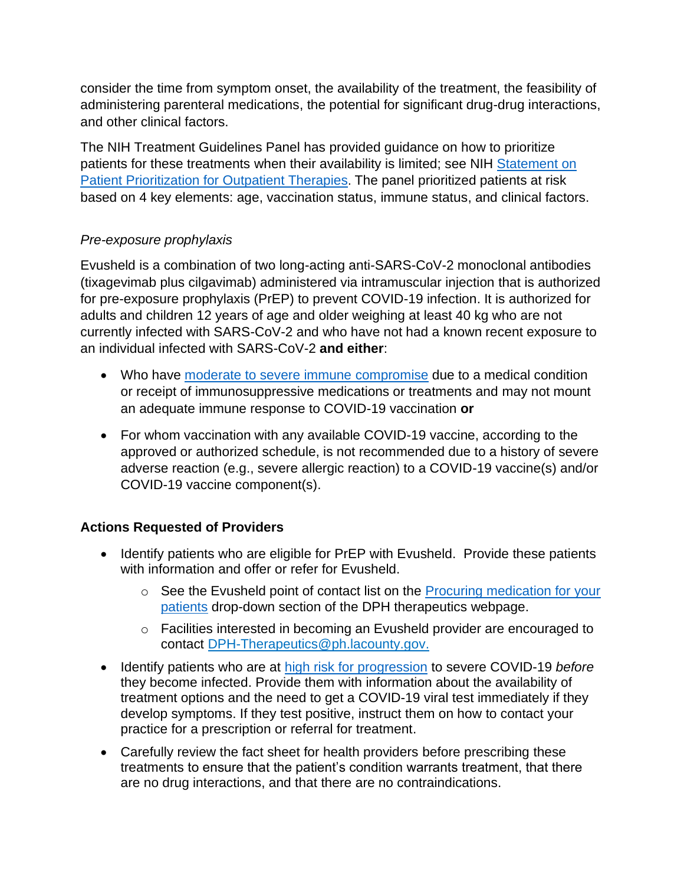consider the time from symptom onset, the availability of the treatment, the feasibility of administering parenteral medications, the potential for significant drug-drug interactions, and other clinical factors.

The NIH Treatment Guidelines Panel has provided guidance on how to prioritize patients for these treatments when their availability is limited; see NIH [Statement on Patient Prioritization for Outpatient Therapies](). The panel prioritized patients at risk based on 4 key elements: age, vaccination status, immune status, and clinical factors.

*Pre-exposure prophylaxis*

Evusheld is a combination of two long-acting anti-SARS-CoV-2 monoclonal antibodies (tixagevimab plus cilgavimab) administered via intramuscular injection that is authorized for pre-exposure prophylaxis (PrEP) to prevent COVID-19 infection. It is authorized for adults and children 12 years of age and older weighing at least 40 kg who are not currently infected with SARS-CoV-2 and who have not had a known recent exposure to an individual infected with SARS-CoV-2 **and either**:

- Who have [moderate to severe immune compromise]() due to a medical condition or receipt of immunosuppressive medications or treatments and may not mount an adequate immune response to COVID-19 vaccination **or**
- For whom vaccination with any available COVID-19 vaccine, according to the approved or authorized schedule, is not recommended due to a history of severe adverse reaction (e.g., severe allergic reaction) to a COVID-19 vaccine(s) and/or COVID-19 vaccine component(s).

**Actions Requested of Providers**

- Identify patients who are eligible for PrEP with Evusheld. Provide these patients with information and offer or refer for Evusheld.
  - See the Evusheld point of contact list on the [Procuring medication for your patients]() drop-down section of the DPH therapeutics webpage.
  - Facilities interested in becoming an Evusheld provider are encouraged to contact [DPH-Therapeutics@ph.lacounty.gov.]()
- Identify patients who are at [high risk for progression]() to severe COVID-19 *before* they become infected. Provide them with information about the availability of treatment options and the need to get a COVID-19 viral test immediately if they develop symptoms. If they test positive, instruct them on how to contact your practice for a prescription or referral for treatment.
- Carefully review the fact sheet for health providers before prescribing these treatments to ensure that the patient's condition warrants treatment, that there are no drug interactions, and that there are no contraindications.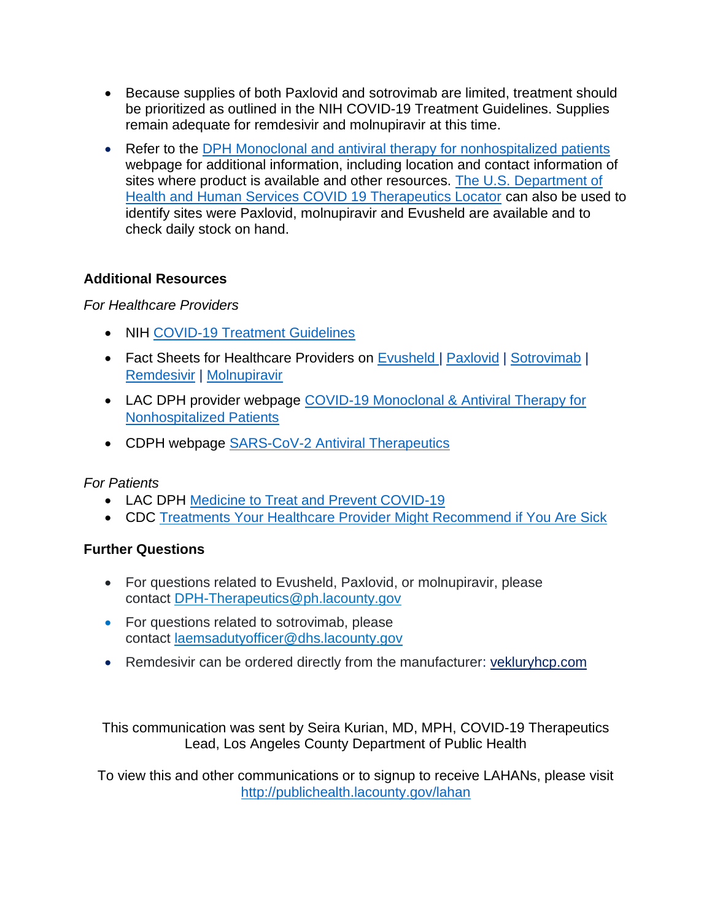- Because supplies of both Paxlovid and sotrovimab are limited, treatment should be prioritized as outlined in the NIH COVID-19 Treatment Guidelines. Supplies remain adequate for remdesivir and molnupiravir at this time.
- Refer to the DPH Monoclonal and antiviral therapy for nonhospitalized patients webpage for additional information, including location and contact information of sites where product is available and other resources. The U.S. Department of Health and Human Services COVID 19 Therapeutics Locator can also be used to identify sites were Paxlovid, molnupiravir and Evusheld are available and to check daily stock on hand.

### Additional Resources

*For Healthcare Providers*

- NIH COVID-19 Treatment Guidelines
- Fact Sheets for Healthcare Providers on Evusheld | Paxlovid | Sotrovimab | Remdesivir | Molnupiravir
- LAC DPH provider webpage COVID-19 Monoclonal & Antiviral Therapy for Nonhospitalized Patients
- CDPH webpage SARS-CoV-2 Antiviral Therapeutics

*For Patients*

- LAC DPH Medicine to Treat and Prevent COVID-19
- CDC Treatments Your Healthcare Provider Might Recommend if You Are Sick

### Further Questions

- For questions related to Evusheld, Paxlovid, or molnupiravir, please contact DPH-Therapeutics@ph.lacounty.gov
- For questions related to sotrovimab, please contact laemsadutyofficer@dhs.lacounty.gov
- Remdesivir can be ordered directly from the manufacturer: vekluryhcp.com

This communication was sent by Seira Kurian, MD, MPH, COVID-19 Therapeutics Lead, Los Angeles County Department of Public Health

To view this and other communications or to signup to receive LAHANs, please visit http://publichealth.lacounty.gov/lahan